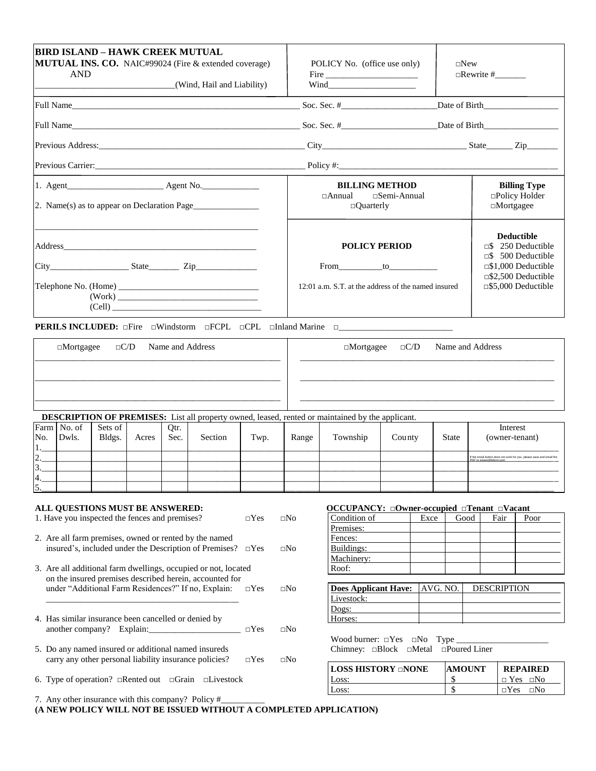**BIRD ISLAND – HAWK CREEK MUTUAL**
**MUTUAL INS. CO.** NAIC#99024 (Fire & extended coverage)
AND
_______________________________(Wind, Hail and Liability)

POLICY No. (office use only)
Fire ____________________
Wind____________________

□New
□Rewrite #_______

Full Name_______________________________________________ Soc. Sec. #_____________________Date of Birth_________________

Full Name_______________________________________________ Soc. Sec. #_____________________Date of Birth_________________

Previous Address:_______________________________________ City_______________________________ State______ Zip_______

Previous Carrier:_______________________________________ Policy #:_____________________________________________

1. Agent______________________ Agent No._____________

2. Name(s) as to appear on Declaration Page_______________

_____________________________________________________

Address______________________________________________

City__________________ State_______ Zip______________

Telephone No. (Home) ________________________________
(Work) ________________________________
(Cell) ________________________________

**BILLING METHOD**
□Annual □Semi-Annual
□Quarterly

**Billing Type**
□Policy Holder
□Mortgagee

**POLICY PERIOD**

From__________to___________

12:01 a.m. S.T. at the address of the named insured

**Deductible**
□$ 250 Deductible
□$ 500 Deductible
□$1,000 Deductible
□$2,500 Deductible
□$5,000 Deductible

**PERILS INCLUDED:** □Fire □Windstorm □FCPL □CPL □Inland Marine □_________________________

□Mortgagee □C/D Name and Address
_____________________________________________________
_____________________________________________________
_____________________________________________________

□Mortgagee □C/D Name and Address
_____________________________________________________
_____________________________________________________
_____________________________________________________

**DESCRIPTION OF PREMISES:** List all property owned, leased, rented or maintained by the applicant.

| Farm No. | No. of Dwls. | Sets of Bldgs. | Acres | Qtr. Sec. | Section | Twp. | Range | Township | County | State | Interest (owner-tenant) |
|---|---|---|---|---|---|---|---|---|---|---|---|
| 1. | | | | | | | | | | | |
| 2. | | | | | | | | | | | If the email button does not work for you, please save and email the PDF to |
| 3. | | | | | | | | | | | |
| 4. | | | | | | | | | | | |
| 5. | | | | | | | | | | | |

**ALL QUESTIONS MUST BE ANSWERED:**

1. Have you inspected the fences and premises? □Yes □No

2. Are all farm premises, owned or rented by the named insured's, included under the Description of Premises? □Yes □No

3. Are all additional farm dwellings, occupied or not, located on the insured premises described herein, accounted for under "Additional Farm Residences?" If no, Explain: □Yes □No
_____________________________________________

4. Has similar insurance been cancelled or denied by another company? Explain:_____________________ □Yes □No

5. Do any named insured or additional named insureds carry any other personal liability insurance policies? □Yes □No

6. Type of operation? □Rented out □Grain □Livestock

7. Any other insurance with this company? Policy #__________

**OCCUPANCY:** **□Owner-occupied □Tenant □Vacant**

| Condition of | Exce | Good | Fair | Poor |
|---|---|---|---|---|
| Premises: | | | | |
| Fences: | | | | |
| Buildings: | | | | |
| Machinery: | | | | |
| Roof: | | | | |

| **Does Applicant Have:** | AVG. NO. | DESCRIPTION |
|---|---|---|
| Livestock: | | |
| Dogs: | | |
| Horses: | | |

Wood burner: □Yes □No Type _____________________
Chimney: □Block □Metal □Poured Liner

| **LOSS HISTORY □NONE** | **AMOUNT** | **REPAIRED** |
|---|---|---|
| Loss: | $ | □ Yes □No |
| Loss: | $ | □Yes □No |

**(A NEW POLICY WILL NOT BE ISSUED WITHOUT A COMPLETED APPLICATION)**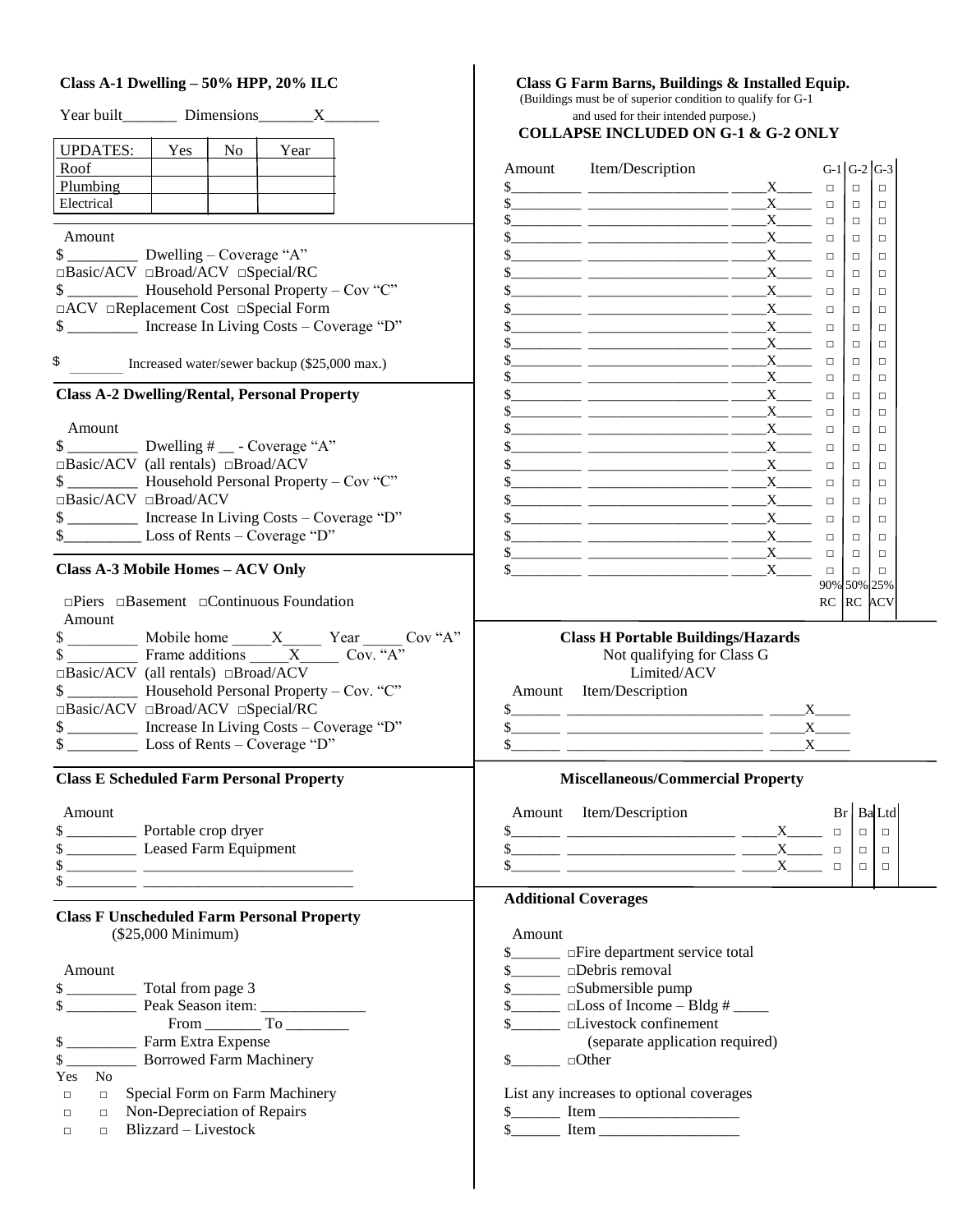### Class A-1 Dwelling – 50% HPP, 20% ILC

Year built_______ Dimensions_______X_______

| UPDATES: | Yes | No | Year |
|---|---|---|---|
| Roof | | | |
| Plumbing | | | |
| Electrical | | | |

Amount

$ _________ Dwelling – Coverage "A"

□Basic/ACV □Broad/ACV □Special/RC

$ _________ Household Personal Property – Cov "C"

□ACV □Replacement Cost □Special Form

$ _________ Increase In Living Costs – Coverage "D"

$ _______ Increased water/sewer backup ($25,000 max.)

### Class A-2 Dwelling/Rental, Personal Property

Amount

$ _________ Dwelling # __ - Coverage "A"

□Basic/ACV (all rentals) □Broad/ACV

$ _________ Household Personal Property – Cov "C"

□Basic/ACV □Broad/ACV

$ _________ Increase In Living Costs – Coverage "D"

$__________ Loss of Rents – Coverage "D"

### Class A-3 Mobile Homes – ACV Only

□Piers □Basement □Continuous Foundation

Amount

$ _________ Mobile home _____X_____ Year _____ Cov "A"

$ _________ Frame additions _____X_____ Cov. "A"

□Basic/ACV (all rentals) □Broad/ACV

$ _________ Household Personal Property – Cov. "C"

□Basic/ACV □Broad/ACV □Special/RC

$ _________ Increase In Living Costs – Coverage "D"

$ _________ Loss of Rents – Coverage "D"

### Class E Scheduled Farm Personal Property

Amount

$ _________ Portable crop dryer

$ _________ Leased Farm Equipment

$ _________ ___________________________

$ _________ ___________________________

### Class F Unscheduled Farm Personal Property

($25,000 Minimum)

Amount

$ _________ Total from page 3

$ _________ Peak Season item: ______________

From _______ To ________

$ _________ Farm Extra Expense

$ _________ Borrowed Farm Machinery

| Yes | No | |
|---|---|---|
| □ | □ | Special Form on Farm Machinery |
| □ | □ | Non-Depreciation of Repairs |
| □ | □ | Blizzard – Livestock |

### Class G Farm Barns, Buildings & Installed Equip.

(Buildings must be of superior condition to qualify for G-1 and used for their intended purpose.)

**COLLAPSE INCLUDED ON G-1 & G-2 ONLY**

| Amount | Item/Description | | G-1 | G-2 | G-3 |
|---|---|---|---|---|---|
| $_________ | ___________________ | _____X_____ | □ | □ | □ |
| $_________ | ___________________ | _____X_____ | □ | □ | □ |
| $_________ | ___________________ | _____X_____ | □ | □ | □ |
| $_________ | ___________________ | _____X_____ | □ | □ | □ |
| $_________ | ___________________ | _____X_____ | □ | □ | □ |
| $_________ | ___________________ | _____X_____ | □ | □ | □ |
| $_________ | ___________________ | _____X_____ | □ | □ | □ |
| $_________ | ___________________ | _____X_____ | □ | □ | □ |
| $_________ | ___________________ | _____X_____ | □ | □ | □ |
| $_________ | ___________________ | _____X_____ | □ | □ | □ |
| $_________ | ___________________ | _____X_____ | □ | □ | □ |
| $_________ | ___________________ | _____X_____ | □ | □ | □ |
| $_________ | ___________________ | _____X_____ | □ | □ | □ |
| $_________ | ___________________ | _____X_____ | □ | □ | □ |
| $_________ | ___________________ | _____X_____ | □ | □ | □ |
| $_________ | ___________________ | _____X_____ | □ | □ | □ |
| $_________ | ___________________ | _____X_____ | □ | □ | □ |
| $_________ | ___________________ | _____X_____ | □ | □ | □ |
| $_________ | ___________________ | _____X_____ | □ | □ | □ |
| $_________ | ___________________ | _____X_____ | □ | □ | □ |
| $_________ | ___________________ | _____X_____ | □ | □ | □ |
| $_________ | ___________________ | _____X_____ | □ | □ | □ |
| $_________ | ___________________ | _____X_____ | □ | □ | □ |
| | | | 90% RC | 50% RC | 25% ACV |

### Class H Portable Buildings/Hazards

Not qualifying for Class G

Limited/ACV

| Amount | Item/Description | |
|---|---|---|
| $______ | _________________________ | _____X_____ |
| $______ | _________________________ | _____X_____ |
| $______ | _________________________ | _____X_____ |

### Miscellaneous/Commercial Property

| Amount | Item/Description | | Br | Ba | Ltd |
|---|---|---|---|---|---|
| $______ | _____________________ | _____X_____ | □ | □ | □ |
| $______ | _____________________ | _____X_____ | □ | □ | □ |
| $______ | _____________________ | _____X_____ | □ | □ | □ |

### Additional Coverages

Amount

$______ □Fire department service total

$______ □Debris removal

$______ □Submersible pump

$______ □Loss of Income – Bldg # ____

$______ □Livestock confinement
(separate application required)

$______ □Other

List any increases to optional coverages

$______ Item _________________

$______ Item _________________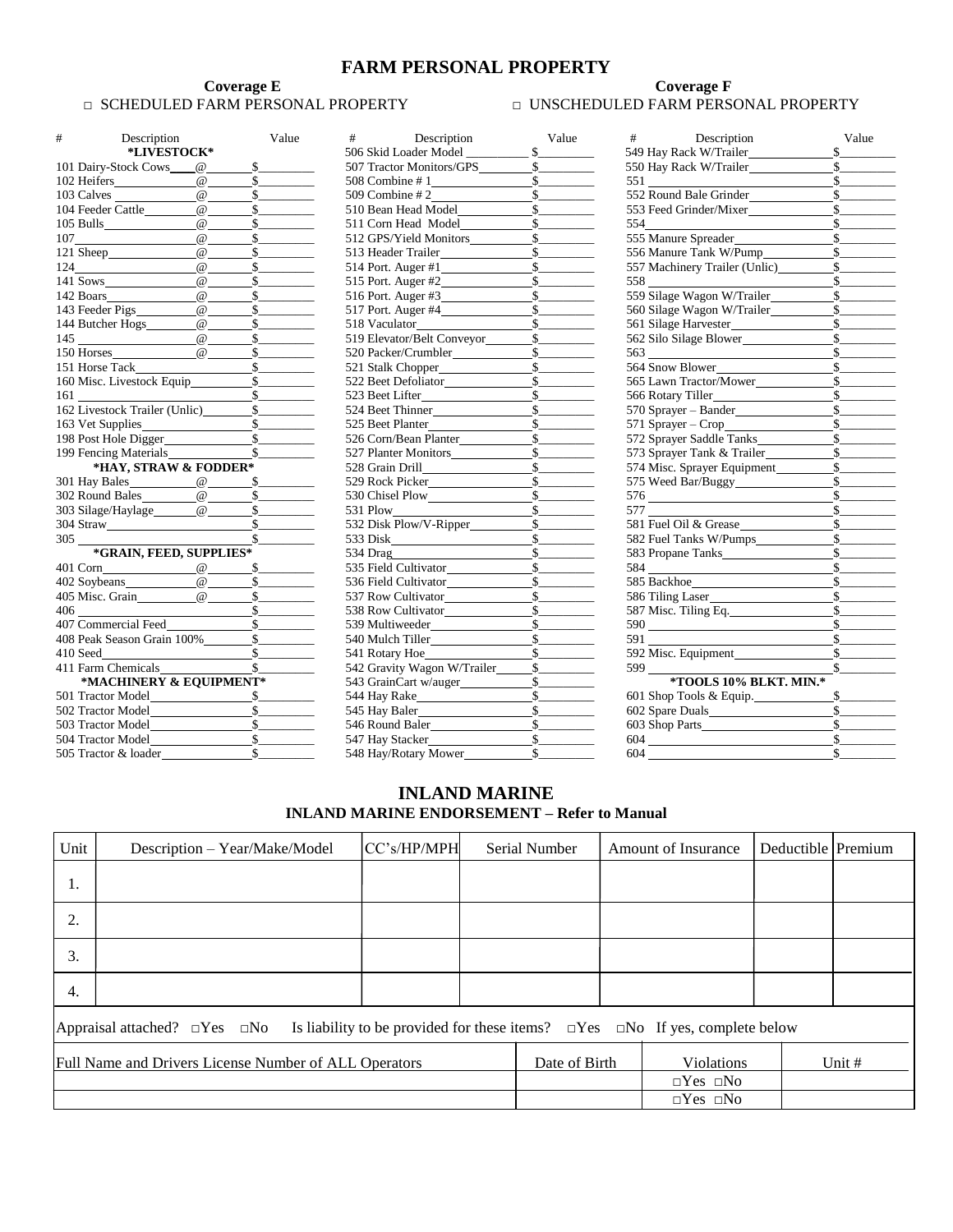# FARM PERSONAL PROPERTY

**Coverage E**
□ SCHEDULED FARM PERSONAL PROPERTY

**Coverage F**
□ UNSCHEDULED FARM PERSONAL PROPERTY

| # Description | Value |
|---|---|
| ***LIVESTOCK*** | |
| 101 Dairy-Stock Cows____@______ | $________ |
| 102 Heifers__________@______ | $________ |
| 103 Calves __________@______ | $________ |
| 104 Feeder Cattle________@______ | $________ |
| 105 Bulls__________@______ | $________ |
| 107__________@______ | $________ |
| 121 Sheep__________@______ | $________ |
| 124__________@______ | $________ |
| 141 Sows__________@______ | $________ |
| 142 Boars__________@______ | $________ |
| 143 Feeder Pigs________@______ | $________ |
| 144 Butcher Hogs________@______ | $________ |
| 145 __________@______ | $________ |
| 150 Horses__________@______ | $________ |
| 151 Horse Tack__________ | $________ |
| 160 Misc. Livestock Equip__________ | $________ |
| 161 __________ | $________ |
| 162 Livestock Trailer (Unlic)________ | $________ |
| 163 Vet Supplies__________ | $________ |
| 198 Post Hole Digger__________ | $________ |
| 199 Fencing Materials__________ | $________ |
| ***HAY, STRAW & FODDER*** | |
| 301 Hay Bales________@______ | $________ |
| 302 Round Bales________@______ | $________ |
| 303 Silage/Haylage______@______ | $________ |
| 304 Straw__________ | $________ |
| 305 __________ | $________ |
| ***GRAIN, FEED, SUPPLIES*** | |
| 401 Corn__________@______ | $________ |
| 402 Soybeans________@______ | $________ |
| 405 Misc. Grain________@______ | $________ |
| 406 __________ | $________ |
| 407 Commercial Feed__________ | $________ |
| 408 Peak Season Grain 100%________ | $________ |
| 410 Seed__________ | $________ |
| 411 Farm Chemicals__________ | $________ |
| ***MACHINERY & EQUIPMENT*** | |
| 501 Tractor Model__________ | $________ |
| 502 Tractor Model__________ | $________ |
| 503 Tractor Model__________ | $________ |
| 504 Tractor Model__________ | $________ |
| 505 Tractor & loader__________ | $________ |

| # Description | Value |
|---|---|
| 506 Skid Loader Model __________ | $________ |
| 507 Tractor Monitors/GPS________ | $________ |
| 508 Combine # 1__________ | $________ |
| 509 Combine # 2__________ | $________ |
| 510 Bean Head Model__________ | $________ |
| 511 Corn Head Model__________ | $________ |
| 512 GPS/Yield Monitors__________ | $________ |
| 513 Header Trailer__________ | $________ |
| 514 Port. Auger #1__________ | $________ |
| 515 Port. Auger #2__________ | $________ |
| 516 Port. Auger #3__________ | $________ |
| 517 Port. Auger #4__________ | $________ |
| 518 Vaculator__________ | $________ |
| 519 Elevator/Belt Conveyor________ | $________ |
| 520 Packer/Crumbler__________ | $________ |
| 521 Stalk Chopper__________ | $________ |
| 522 Beet Defoliator__________ | $________ |
| 523 Beet Lifter__________ | $________ |
| 524 Beet Thinner__________ | $________ |
| 525 Beet Planter__________ | $________ |
| 526 Corn/Bean Planter__________ | $________ |
| 527 Planter Monitors__________ | $________ |
| 528 Grain Drill__________ | $________ |
| 529 Rock Picker__________ | $________ |
| 530 Chisel Plow__________ | $________ |
| 531 Plow__________ | $________ |
| 532 Disk Plow/V-Ripper__________ | $________ |
| 533 Disk__________ | $________ |
| 534 Drag__________ | $________ |
| 535 Field Cultivator__________ | $________ |
| 536 Field Cultivator__________ | $________ |
| 537 Row Cultivator__________ | $________ |
| 538 Row Cultivator__________ | $________ |
| 539 Multiweeder__________ | $________ |
| 540 Mulch Tiller__________ | $________ |
| 541 Rotary Hoe__________ | $________ |
| 542 Gravity Wagon W/Trailer______ | $________ |
| 543 GrainCart w/auger__________ | $________ |
| 544 Hay Rake__________ | $________ |
| 545 Hay Baler__________ | $________ |
| 546 Round Baler__________ | $________ |
| 547 Hay Stacker__________ | $________ |
| 548 Hay/Rotary Mower__________ | $________ |

| # Description | Value |
|---|---|
| 549 Hay Rack W/Trailer__________ | $________ |
| 550 Hay Rack W/Trailer__________ | $________ |
| 551 __________ | $________ |
| 552 Round Bale Grinder__________ | $________ |
| 553 Feed Grinder/Mixer__________ | $________ |
| 554__________ | $________ |
| 555 Manure Spreader__________ | $________ |
| 556 Manure Tank W/Pump__________ | $________ |
| 557 Machinery Trailer (Unlic)________ | $________ |
| 558 __________ | $________ |
| 559 Silage Wagon W/Trailer________ | $________ |
| 560 Silage Wagon W/Trailer________ | $________ |
| 561 Silage Harvester__________ | $________ |
| 562 Silo Silage Blower__________ | $________ |
| 563 __________ | $________ |
| 564 Snow Blower__________ | $________ |
| 565 Lawn Tractor/Mower__________ | $________ |
| 566 Rotary Tiller__________ | $________ |
| 570 Sprayer – Bander__________ | $________ |
| 571 Sprayer – Crop__________ | $________ |
| 572 Sprayer Saddle Tanks__________ | $________ |
| 573 Sprayer Tank & Trailer__________ | $________ |
| 574 Misc. Sprayer Equipment________ | $________ |
| 575 Weed Bar/Buggy__________ | $________ |
| 576 __________ | $________ |
| 577 __________ | $________ |
| 581 Fuel Oil & Grease__________ | $________ |
| 582 Fuel Tanks W/Pumps__________ | $________ |
| 583 Propane Tanks__________ | $________ |
| 584 __________ | $________ |
| 585 Backhoe__________ | $________ |
| 586 Tiling Laser__________ | $________ |
| 587 Misc. Tiling Eq.__________ | $________ |
| 590 __________ | $________ |
| 591 __________ | $________ |
| 592 Misc. Equipment__________ | $________ |
| 599 __________ | $________ |
| ***TOOLS 10% BLKT. MIN.*** | |
| 601 Shop Tools & Equip.__________ | $________ |
| 602 Spare Duals__________ | $________ |
| 603 Shop Parts__________ | $________ |
| 604 __________ | $________ |
| 604 __________ | $________ |

# INLAND MARINE

**INLAND MARINE ENDORSEMENT – Refer to Manual**

| Unit | Description – Year/Make/Model | CC's/HP/MPH | Serial Number | Amount of Insurance | Deductible | Premium |
|---|---|---|---|---|---|---|
| 1. | | | | | | |
| 2. | | | | | | |
| 3. | | | | | | |
| 4. | | | | | | |

Appraisal attached? □Yes □No Is liability to be provided for these items? □Yes □No If yes, complete below

| Full Name and Drivers License Number of ALL Operators | Date of Birth | Violations | Unit # |
|---|---|---|---|
| | | □Yes □No | |
| | | □Yes □No | |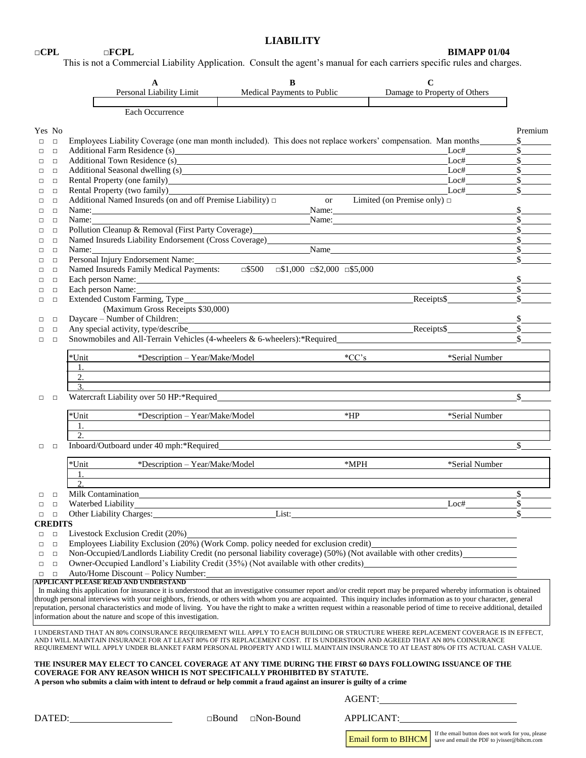# LIABILITY

□CPL　　□FCPL　　**BIMAPP 01/04**

This is not a Commercial Liability Application. Consult the agent's manual for each carriers specific rules and charges.

| A<br>Personal Liability Limit | B<br>Medical Payments to Public | C<br>Damage to Property of Others |
|---|---|---|
| | | |
| Each Occurrence | | |

| Yes | No | | Premium |
|---|---|---|---|
| □ | □ | Employees Liability Coverage (one man month included). This does not replace workers' compensation. Man months | $ |
| □ | □ | Additional Farm Residence (s) Loc# | $ |
| □ | □ | Additional Town Residence (s) Loc# | $ |
| □ | □ | Additional Seasonal dwelling (s) Loc# | $ |
| □ | □ | Rental Property (one family) Loc# | $ |
| □ | □ | Rental Property (two family) Loc# | $ |
| □ | □ | Additional Named Insureds (on and off Premise Liability) □ or Limited (on Premise only) □ | |
| □ | □ | Name: Name: | $ |
| □ | □ | Name: Name: | $ |
| □ | □ | Pollution Cleanup & Removal (First Party Coverage) | $ |
| □ | □ | Named Insureds Liability Endorsement (Cross Coverage) | $ |
| □ | □ | Name: Name | $ |
| □ | □ | Personal Injury Endorsement Name: | $ |
| □ | □ | Named Insureds Family Medical Payments: □$500 □$1,000 □$2,000 □$5,000 | |
| □ | □ | Each person Name: | $ |
| □ | □ | Each person Name: | $ |
| □ | □ | Extended Custom Farming, Type Receipts$ (Maximum Gross Receipts $30,000) | $ |
| □ | □ | Daycare – Number of Children: | $ |
| □ | □ | Any special activity, type/describe Receipts$ | $ |
| □ | □ | Snowmobiles and All-Terrain Vehicles (4-wheelers & 6-wheelers):*Required | $ |

| *Unit | *Description – Year/Make/Model | *CC's | *Serial Number |
|---|---|---|---|
| 1. | | | |
| 2. | | | |
| 3. | | | |

□ □ Watercraft Liability over 50 HP:*Required $

| *Unit | *Description – Year/Make/Model | *HP | *Serial Number |
|---|---|---|---|
| 1. | | | |
| 2. | | | |

□ □ Inboard/Outboard under 40 mph:*Required $

| *Unit | *Description – Year/Make/Model | *MPH | *Serial Number |
|---|---|---|---|
| 1. | | | |
| 2. | | | |

| Yes | No | | Premium |
|---|---|---|---|
| □ | □ | Milk Contamination | $ |
| □ | □ | Waterbed Liability Loc# | $ |
| □ | □ | Other Liability Charges: List: | $ |

**CREDITS**

- □ □ Livestock Exclusion Credit (20%)
- □ □ Employees Liability Exclusion (20%) (Work Comp. policy needed for exclusion credit)
- □ □ Non-Occupied/Landlords Liability Credit (no personal liability coverage) (50%) (Not available with other credits)
- □ □ Owner-Occupied Landlord's Liability Credit (35%) (Not available with other credits)
- □ □ Auto/Home Discount – Policy Number:

**APPLICANT PLEASE READ AND UNDERSTAND**

In making this application for insurance it is understood that an investigative consumer report and/or credit report may be prepared whereby information is obtained through personal interviews with your neighbors, friends, or others with whom you are acquainted. This inquiry includes information as to your character, general reputation, personal characteristics and mode of living. You have the right to make a written request within a reasonable period of time to receive additional, detailed information about the nature and scope of this investigation.

I UNDERSTAND THAT AN 80% COINSURANCE REQUIREMENT WILL APPLY TO EACH BUILDING OR STRUCTURE WHERE REPLACEMENT COVERAGE IS IN EFFECT, AND I WILL MAINTAIN INSURANCE FOR AT LEAST 80% OF ITS REPLACEMENT COST. IT IS UNDERSTOON AND AGREED THAT AN 80% COINSURANCE REQUIREMENT WILL APPLY UNDER BLANKET FARM PERSONAL PROPERTY AND I WILL MAINTAIN INSURANCE TO AT LEAST 80% OF ITS ACTUAL CASH VALUE.

**THE INSURER MAY ELECT TO CANCEL COVERAGE AT ANY TIME DURING THE FIRST 60 DAYS FOLLOWING ISSUANCE OF THE COVERAGE FOR ANY REASON WHICH IS NOT SPECIFICALLY PROHIBITED BY STATUTE.**
**A person who submits a claim with intent to defraud or help commit a fraud against an insurer is guilty of a crime**

AGENT:

DATED: □Bound □Non-Bound APPLICANT:

Email form to BIHCM

If the email button does not work for you, please save and email the PDF to jvisser@bihcm.com